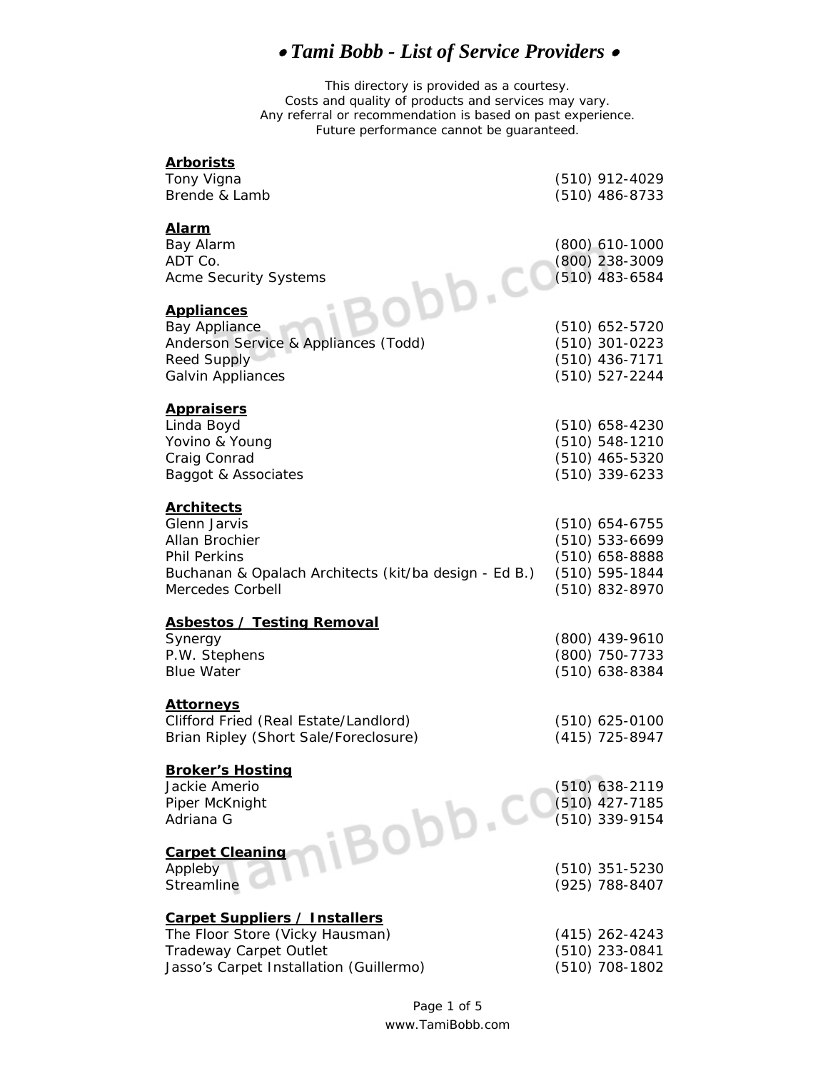# • *Tami Bobb - List of Service Providers* •

This directory is provided as a courtesy.
Costs and quality of products and services may vary.
Any referral or recommendation is based on past experience.
Future performance cannot be guaranteed.

**Arborists**

| | |
|---|---|
| Tony Vigna | (510) 912-4029 |
| Brende & Lamb | (510) 486-8733 |

**Alarm**

| | |
|---|---|
| Bay Alarm | (800) 610-1000 |
| ADT Co. | (800) 238-3009 |
| Acme Security Systems | (510) 483-6584 |

**Appliances**

| | |
|---|---|
| Bay Appliance | (510) 652-5720 |
| Anderson Service & Appliances (Todd) | (510) 301-0223 |
| Reed Supply | (510) 436-7171 |
| Galvin Appliances | (510) 527-2244 |

**Appraisers**

| | |
|---|---|
| Linda Boyd | (510) 658-4230 |
| Yovino & Young | (510) 548-1210 |
| Craig Conrad | (510) 465-5320 |
| Baggot & Associates | (510) 339-6233 |

**Architects**

| | |
|---|---|
| Glenn Jarvis | (510) 654-6755 |
| Allan Brochier | (510) 533-6699 |
| Phil Perkins | (510) 658-8888 |
| Buchanan & Opalach Architects (kit/ba design - Ed B.) | (510) 595-1844 |
| Mercedes Corbell | (510) 832-8970 |

**Asbestos / Testing Removal**

| | |
|---|---|
| Synergy | (800) 439-9610 |
| P.W. Stephens | (800) 750-7733 |
| Blue Water | (510) 638-8384 |

**Attorneys**

| | |
|---|---|
| Clifford Fried (Real Estate/Landlord) | (510) 625-0100 |
| Brian Ripley (Short Sale/Foreclosure) | (415) 725-8947 |

**Broker's Hosting**

| | |
|---|---|
| Jackie Amerio | (510) 638-2119 |
| Piper McKnight | (510) 427-7185 |
| Adriana G | (510) 339-9154 |

**Carpet Cleaning**

| | |
|---|---|
| Appleby | (510) 351-5230 |
| Streamline | (925) 788-8407 |

**Carpet Suppliers / Installers**

| | |
|---|---|
| The Floor Store (Vicky Hausman) | (415) 262-4243 |
| Tradeway Carpet Outlet | (510) 233-0841 |
| Jasso's Carpet Installation (Guillermo) | (510) 708-1802 |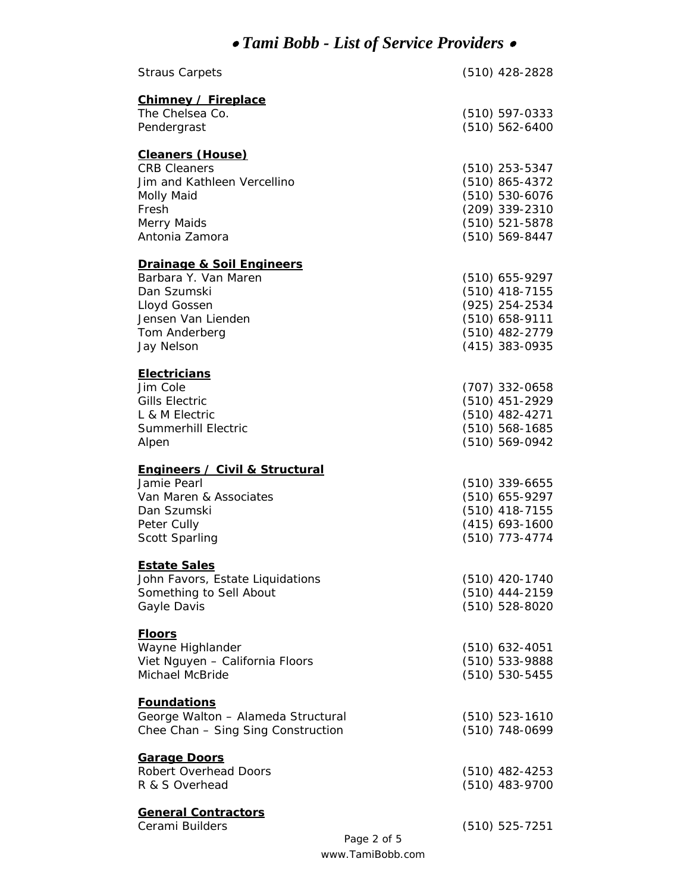| | |
|---|---|
| Straus Carpets | (510) 428-2828 |

**Chimney / Fireplace**

| | |
|---|---|
| The Chelsea Co. | (510) 597-0333 |
| Pendergrast | (510) 562-6400 |

**Cleaners (House)**

| | |
|---|---|
| CRB Cleaners | (510) 253-5347 |
| Jim and Kathleen Vercellino | (510) 865-4372 |
| Molly Maid | (510) 530-6076 |
| Fresh | (209) 339-2310 |
| Merry Maids | (510) 521-5878 |
| Antonia Zamora | (510) 569-8447 |

**Drainage & Soil Engineers**

| | |
|---|---|
| Barbara Y. Van Maren | (510) 655-9297 |
| Dan Szumski | (510) 418-7155 |
| Lloyd Gossen | (925) 254-2534 |
| Jensen Van Lienden | (510) 658-9111 |
| Tom Anderberg | (510) 482-2779 |
| Jay Nelson | (415) 383-0935 |

**Electricians**

| | |
|---|---|
| Jim Cole | (707) 332-0658 |
| Gills Electric | (510) 451-2929 |
| L & M Electric | (510) 482-4271 |
| Summerhill Electric | (510) 568-1685 |
| Alpen | (510) 569-0942 |

**Engineers / Civil & Structural**

| | |
|---|---|
| Jamie Pearl | (510) 339-6655 |
| Van Maren & Associates | (510) 655-9297 |
| Dan Szumski | (510) 418-7155 |
| Peter Cully | (415) 693-1600 |
| Scott Sparling | (510) 773-4774 |

**Estate Sales**

| | |
|---|---|
| John Favors, Estate Liquidations | (510) 420-1740 |
| Something to Sell About | (510) 444-2159 |
| Gayle Davis | (510) 528-8020 |

**Floors**

| | |
|---|---|
| Wayne Highlander | (510) 632-4051 |
| Viet Nguyen – California Floors | (510) 533-9888 |
| Michael McBride | (510) 530-5455 |

**Foundations**

| | |
|---|---|
| George Walton – Alameda Structural | (510) 523-1610 |
| Chee Chan – Sing Sing Construction | (510) 748-0699 |

**Garage Doors**

| | |
|---|---|
| Robert Overhead Doors | (510) 482-4253 |
| R & S Overhead | (510) 483-9700 |

**General Contractors**

| | |
|---|---|
| Cerami Builders | (510) 525-7251 |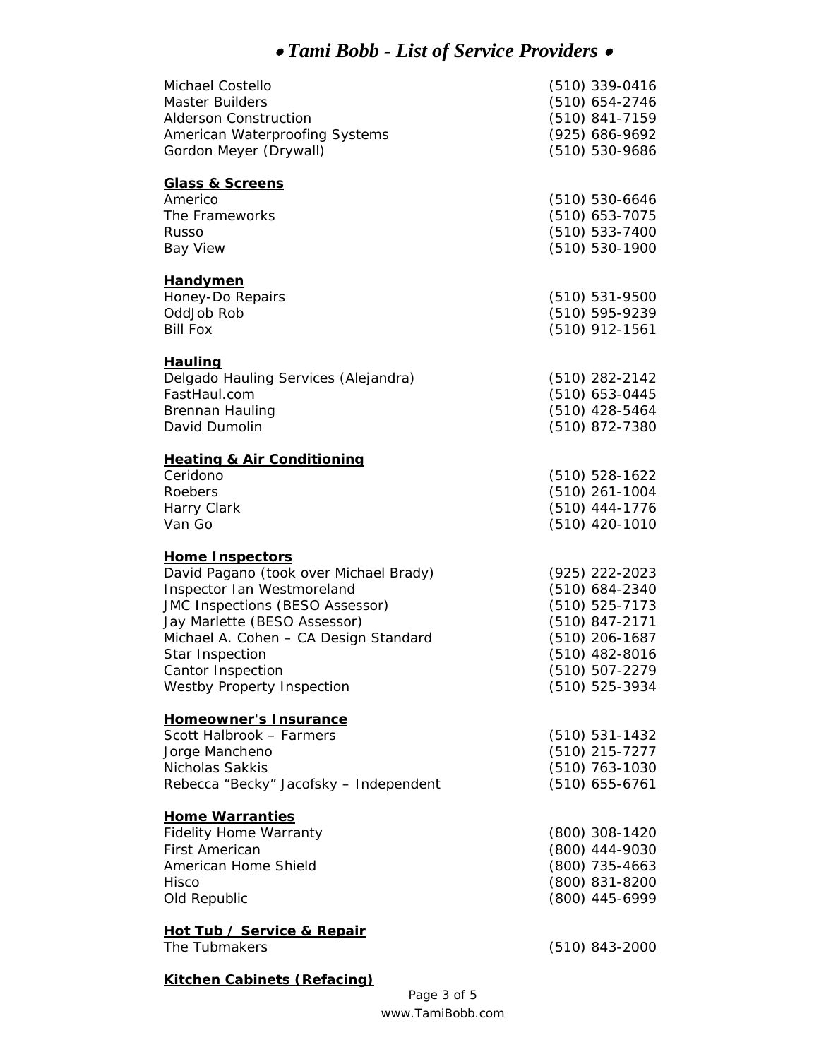Michael Costello (510) 339-0416
Master Builders (510) 654-2746
Alderson Construction (510) 841-7159
American Waterproofing Systems (925) 686-9692
Gordon Meyer (Drywall) (510) 530-9686

**Glass & Screens**

Americo (510) 530-6646
The Frameworks (510) 653-7075
Russo (510) 533-7400
Bay View (510) 530-1900

**Handymen**

Honey-Do Repairs (510) 531-9500
OddJob Rob (510) 595-9239
Bill Fox (510) 912-1561

**Hauling**

Delgado Hauling Services (Alejandra) (510) 282-2142
FastHaul.com (510) 653-0445
Brennan Hauling (510) 428-5464
David Dumolin (510) 872-7380

**Heating & Air Conditioning**

Ceridono (510) 528-1622
Roebers (510) 261-1004
Harry Clark (510) 444-1776
Van Go (510) 420-1010

**Home Inspectors**

David Pagano (took over Michael Brady) (925) 222-2023
Inspector Ian Westmoreland (510) 684-2340
JMC Inspections (BESO Assessor) (510) 525-7173
Jay Marlette (BESO Assessor) (510) 847-2171
Michael A. Cohen – CA Design Standard (510) 206-1687
Star Inspection (510) 482-8016
Cantor Inspection (510) 507-2279
Westby Property Inspection (510) 525-3934

**Homeowner's Insurance**

Scott Halbrook – Farmers (510) 531-1432
Jorge Mancheno (510) 215-7277
Nicholas Sakkis (510) 763-1030
Rebecca "Becky" Jacofsky – Independent (510) 655-6761

**Home Warranties**

Fidelity Home Warranty (800) 308-1420
First American (800) 444-9030
American Home Shield (800) 735-4663
Hisco (800) 831-8200
Old Republic (800) 445-6999

**Hot Tub / Service & Repair**

The Tubmakers (510) 843-2000

**Kitchen Cabinets (Refacing)**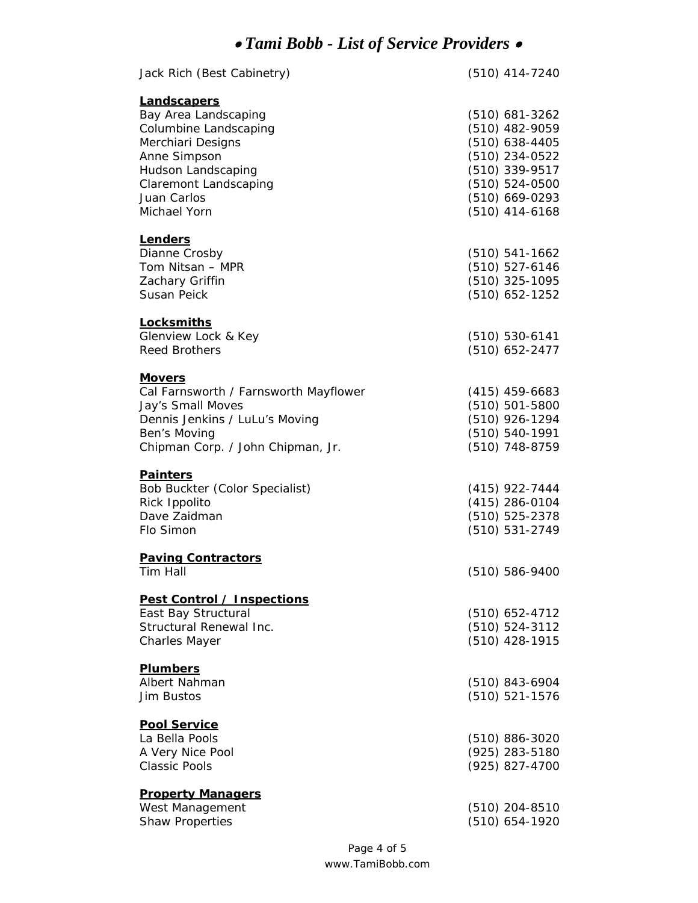# • *Tami Bobb - List of Service Providers* •

| | |
|---|---|
| Jack Rich (Best Cabinetry) | (510) 414-7240 |

**Landscapers**

| | |
|---|---|
| Bay Area Landscaping | (510) 681-3262 |
| Columbine Landscaping | (510) 482-9059 |
| Merchiari Designs | (510) 638-4405 |
| Anne Simpson | (510) 234-0522 |
| Hudson Landscaping | (510) 339-9517 |
| Claremont Landscaping | (510) 524-0500 |
| Juan Carlos | (510) 669-0293 |
| Michael Yorn | (510) 414-6168 |

**Lenders**

| | |
|---|---|
| Dianne Crosby | (510) 541-1662 |
| Tom Nitsan – MPR | (510) 527-6146 |
| Zachary Griffin | (510) 325-1095 |
| Susan Peick | (510) 652-1252 |

**Locksmiths**

| | |
|---|---|
| Glenview Lock & Key | (510) 530-6141 |
| Reed Brothers | (510) 652-2477 |

**Movers**

| | |
|---|---|
| Cal Farnsworth / Farnsworth Mayflower | (415) 459-6683 |
| Jay's Small Moves | (510) 501-5800 |
| Dennis Jenkins / LuLu's Moving | (510) 926-1294 |
| Ben's Moving | (510) 540-1991 |
| Chipman Corp. / John Chipman, Jr. | (510) 748-8759 |

**Painters**

| | |
|---|---|
| Bob Buckter (Color Specialist) | (415) 922-7444 |
| Rick Ippolito | (415) 286-0104 |
| Dave Zaidman | (510) 525-2378 |
| Flo Simon | (510) 531-2749 |

**Paving Contractors**

| | |
|---|---|
| Tim Hall | (510) 586-9400 |

**Pest Control / Inspections**

| | |
|---|---|
| East Bay Structural | (510) 652-4712 |
| Structural Renewal Inc. | (510) 524-3112 |
| Charles Mayer | (510) 428-1915 |

**Plumbers**

| | |
|---|---|
| Albert Nahman | (510) 843-6904 |
| Jim Bustos | (510) 521-1576 |

**Pool Service**

| | |
|---|---|
| La Bella Pools | (510) 886-3020 |
| A Very Nice Pool | (925) 283-5180 |
| Classic Pools | (925) 827-4700 |

**Property Managers**

| | |
|---|---|
| West Management | (510) 204-8510 |
| Shaw Properties | (510) 654-1920 |

www.TamiBobb.com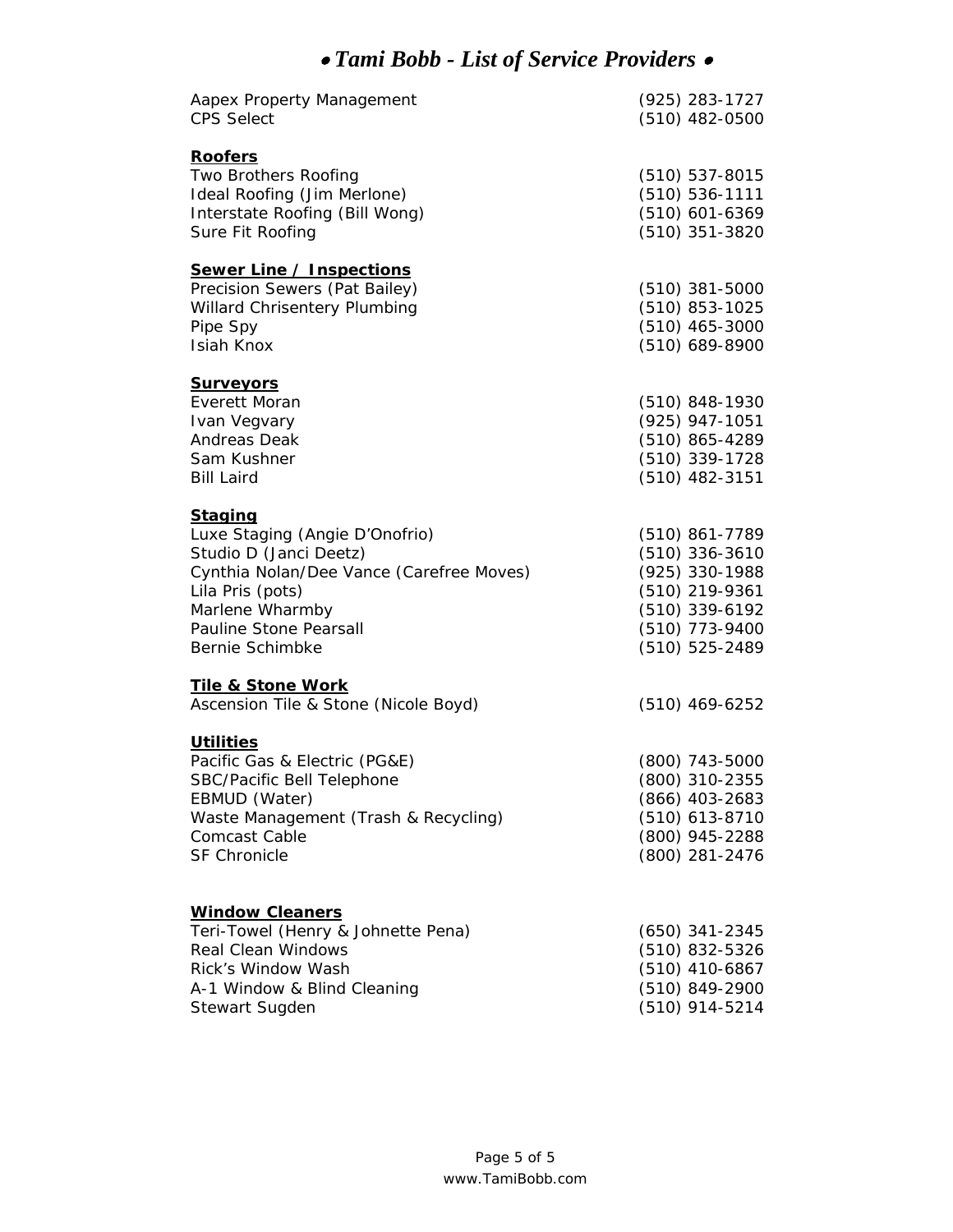# • Tami Bobb - List of Service Providers •

| | |
|---|---|
| Aapex Property Management | (925) 283-1727 |
| CPS Select | (510) 482-0500 |

**Roofers**

| | |
|---|---|
| Two Brothers Roofing | (510) 537-8015 |
| Ideal Roofing (Jim Merlone) | (510) 536-1111 |
| Interstate Roofing (Bill Wong) | (510) 601-6369 |
| Sure Fit Roofing | (510) 351-3820 |

**Sewer Line / Inspections**

| | |
|---|---|
| Precision Sewers (Pat Bailey) | (510) 381-5000 |
| Willard Chrisentery Plumbing | (510) 853-1025 |
| Pipe Spy | (510) 465-3000 |
| Isiah Knox | (510) 689-8900 |

**Surveyors**

| | |
|---|---|
| Everett Moran | (510) 848-1930 |
| Ivan Vegvary | (925) 947-1051 |
| Andreas Deak | (510) 865-4289 |
| Sam Kushner | (510) 339-1728 |
| Bill Laird | (510) 482-3151 |

**Staging**

| | |
|---|---|
| Luxe Staging (Angie D'Onofrio) | (510) 861-7789 |
| Studio D (Janci Deetz) | (510) 336-3610 |
| Cynthia Nolan/Dee Vance (Carefree Moves) | (925) 330-1988 |
| Lila Pris (pots) | (510) 219-9361 |
| Marlene Wharmby | (510) 339-6192 |
| Pauline Stone Pearsall | (510) 773-9400 |
| Bernie Schimbke | (510) 525-2489 |

**Tile & Stone Work**

| | |
|---|---|
| Ascension Tile & Stone (Nicole Boyd) | (510) 469-6252 |

**Utilities**

| | |
|---|---|
| Pacific Gas & Electric (PG&E) | (800) 743-5000 |
| SBC/Pacific Bell Telephone | (800) 310-2355 |
| EBMUD (Water) | (866) 403-2683 |
| Waste Management (Trash & Recycling) | (510) 613-8710 |
| Comcast Cable | (800) 945-2288 |
| SF Chronicle | (800) 281-2476 |

**Window Cleaners**

| | |
|---|---|
| Teri-Towel (Henry & Johnette Pena) | (650) 341-2345 |
| Real Clean Windows | (510) 832-5326 |
| Rick's Window Wash | (510) 410-6867 |
| A-1 Window & Blind Cleaning | (510) 849-2900 |
| Stewart Sugden | (510) 914-5214 |

www.TamiBobb.com